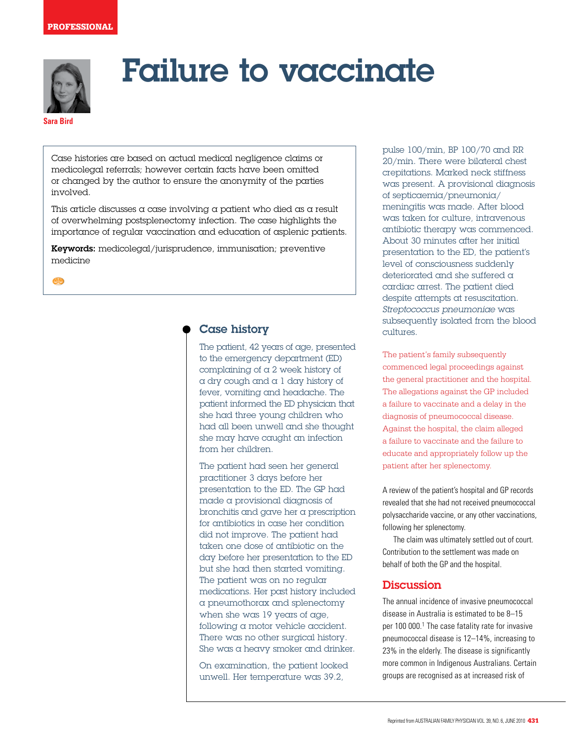PROFESSIONAL

# Failure to vaccinate

Sara Bird

Case histories are based on actual medical negligence claims or medicolegal referrals; however certain facts have been omitted or changed by the author to ensure the anonymity of the parties involved.

This article discusses a case involving a patient who died as a result of overwhelming postsplenectomy infection. The case highlights the importance of regular vaccination and education of asplenic patients.

**Keywords:** medicolegal/jurisprudence, immunisation; preventive medicine

## Case history

The patient, 42 years of age, presented to the emergency department (ED) complaining of a 2 week history of a dry cough and a 1 day history of fever, vomiting and headache. The patient informed the ED physician that she had three young children who had all been unwell and she thought she may have caught an infection from her children.

The patient had seen her general practitioner 3 days before her presentation to the ED. The GP had made a provisional diagnosis of bronchitis and gave her a prescription for antibiotics in case her condition did not improve. The patient had taken one dose of antibiotic on the day before her presentation to the ED but she had then started vomiting. The patient was on no regular medications. Her past history included a pneumothorax and splenectomy when she was 19 years of age, following a motor vehicle accident. There was no other surgical history. She was a heavy smoker and drinker.

On examination, the patient looked unwell. Her temperature was 39.2, pulse 100/min, BP 100/70 and RR 20/min. There were bilateral chest crepitations. Marked neck stiffness was present. A provisional diagnosis of septicaemia/pneumonia/meningitis was made. After blood was taken for culture, intravenous antibiotic therapy was commenced. About 30 minutes after her initial presentation to the ED, the patient's level of consciousness suddenly deteriorated and she suffered a cardiac arrest. The patient died despite attempts at resuscitation. *Streptococcus pneumoniae* was subsequently isolated from the blood cultures.

The patient's family subsequently commenced legal proceedings against the general practitioner and the hospital. The allegations against the GP included a failure to vaccinate and a delay in the diagnosis of pneumococcal disease. Against the hospital, the claim alleged a failure to vaccinate and the failure to educate and appropriately follow up the patient after her splenectomy.

A review of the patient's hospital and GP records revealed that she had not received pneumococcal polysaccharide vaccine, or any other vaccinations, following her splenectomy.

The claim was ultimately settled out of court. Contribution to the settlement was made on behalf of both the GP and the hospital.

## Discussion

The annual incidence of invasive pneumococcal disease in Australia is estimated to be 8–15 per 100 000.[1] The case fatality rate for invasive pneumococcal disease is 12–14%, increasing to 23% in the elderly. The disease is significantly more common in Indigenous Australians. Certain groups are recognised as at increased risk of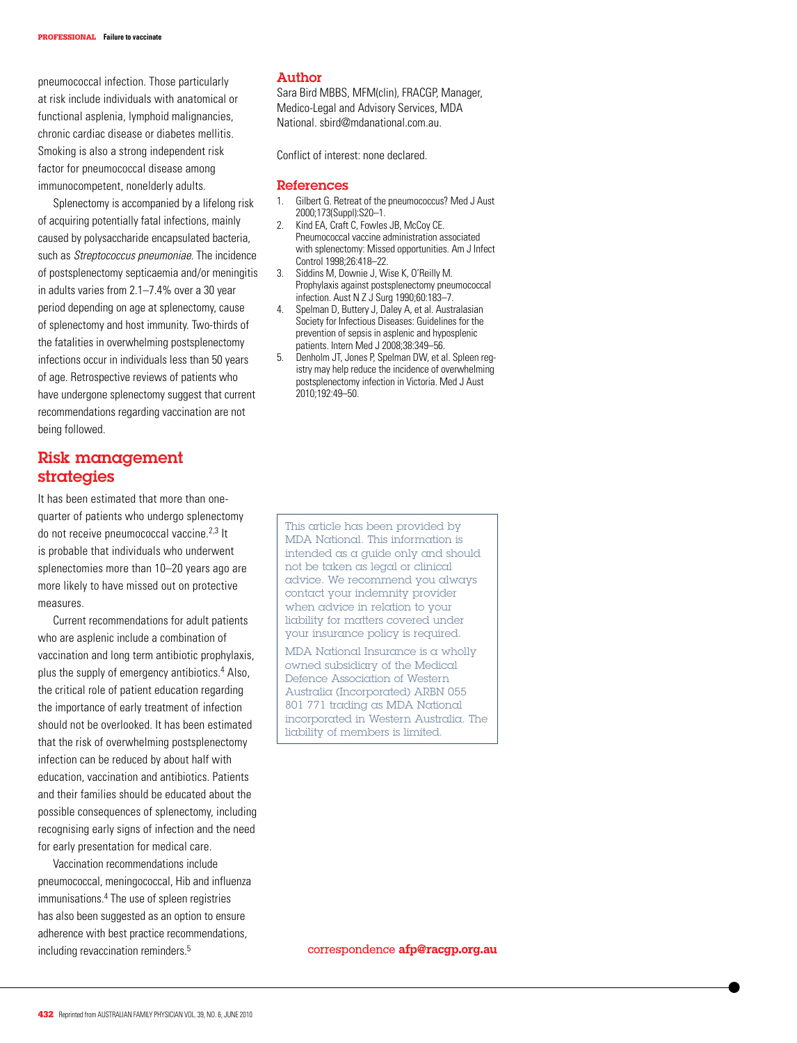pneumococcal infection. Those particularly at risk include individuals with anatomical or functional asplenia, lymphoid malignancies, chronic cardiac disease or diabetes mellitis. Smoking is also a strong independent risk factor for pneumococcal disease among immunocompetent, nonelderly adults.

Splenectomy is accompanied by a lifelong risk of acquiring potentially fatal infections, mainly caused by polysaccharide encapsulated bacteria, such as *Streptococcus pneumoniae*. The incidence of postsplenectomy septicaemia and/or meningitis in adults varies from 2.1–7.4% over a 30 year period depending on age at splenectomy, cause of splenectomy and host immunity. Two-thirds of the fatalities in overwhelming postsplenectomy infections occur in individuals less than 50 years of age. Retrospective reviews of patients who have undergone splenectomy suggest that current recommendations regarding vaccination are not being followed.

## Risk management strategies

It has been estimated that more than one-quarter of patients who undergo splenectomy do not receive pneumococcal vaccine.[2,3] It is probable that individuals who underwent splenectomies more than 10–20 years ago are more likely to have missed out on protective measures.

Current recommendations for adult patients who are asplenic include a combination of vaccination and long term antibiotic prophylaxis, plus the supply of emergency antibiotics.[4] Also, the critical role of patient education regarding the importance of early treatment of infection should not be overlooked. It has been estimated that the risk of overwhelming postsplenectomy infection can be reduced by about half with education, vaccination and antibiotics. Patients and their families should be educated about the possible consequences of splenectomy, including recognising early signs of infection and the need for early presentation for medical care.

Vaccination recommendations include pneumococcal, meningococcal, Hib and influenza immunisations.[4] The use of spleen registries has also been suggested as an option to ensure adherence with best practice recommendations, including revaccination reminders.[5]

## Author

Sara Bird MBBS, MFM(clin), FRACGP, Manager, Medico-Legal and Advisory Services, MDA National. sbird@mdanational.com.au.

Conflict of interest: none declared.

## References

1. Gilbert G. Retreat of the pneumococcus? Med J Aust 2000;173(Suppl):S20–1.
2. Kind EA, Craft C, Fowles JB, McCoy CE. Pneumococcal vaccine administration associated with splenectomy: Missed opportunities. Am J Infect Control 1998;26:418–22.
3. Siddins M, Downie J, Wise K, O'Reilly M. Prophylaxis against postsplenectomy pneumococcal infection. Aust N Z J Surg 1990;60:183–7.
4. Spelman D, Buttery J, Daley A, et al. Australasian Society for Infectious Diseases: Guidelines for the prevention of sepsis in asplenic and hyposplenic patients. Intern Med J 2008;38:349–56.
5. Denholm JT, Jones P, Spelman DW, et al. Spleen registry may help reduce the incidence of overwhelming postsplenectomy infection in Victoria. Med J Aust 2010;192:49–50.

This article has been provided by MDA National. This information is intended as a guide only and should not be taken as legal or clinical advice. We recommend you always contact your indemnity provider when advice in relation to your liability for matters covered under your insurance policy is required.

MDA National Insurance is a wholly owned subsidiary of the Medical Defence Association of Western Australia (Incorporated) ARBN 055 801 771 trading as MDA National incorporated in Western Australia. The liability of members is limited.

correspondence **afp@racgp.org.au**